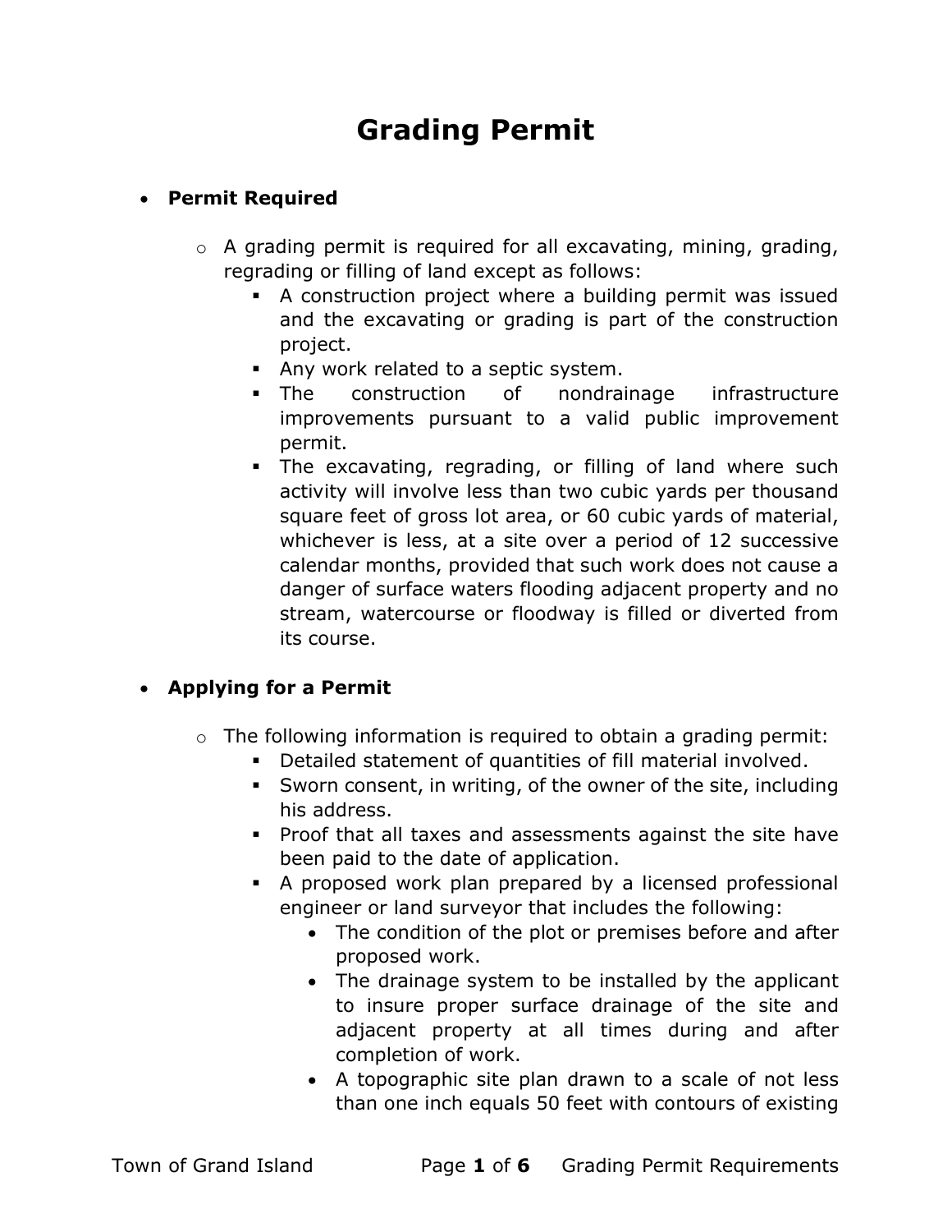# Grading Permit

- **Permit Required**

  - A grading permit is required for all excavating, mining, grading, regrading or filling of land except as follows:
    - A construction project where a building permit was issued and the excavating or grading is part of the construction project.
    - Any work related to a septic system.
    - The construction of nondrainage infrastructure improvements pursuant to a valid public improvement permit.
    - The excavating, regrading, or filling of land where such activity will involve less than two cubic yards per thousand square feet of gross lot area, or 60 cubic yards of material, whichever is less, at a site over a period of 12 successive calendar months, provided that such work does not cause a danger of surface waters flooding adjacent property and no stream, watercourse or floodway is filled or diverted from its course.

- **Applying for a Permit**

  - The following information is required to obtain a grading permit:
    - Detailed statement of quantities of fill material involved.
    - Sworn consent, in writing, of the owner of the site, including his address.
    - Proof that all taxes and assessments against the site have been paid to the date of application.
    - A proposed work plan prepared by a licensed professional engineer or land surveyor that includes the following:
      - The condition of the plot or premises before and after proposed work.
      - The drainage system to be installed by the applicant to insure proper surface drainage of the site and adjacent property at all times during and after completion of work.
      - A topographic site plan drawn to a scale of not less than one inch equals 50 feet with contours of existing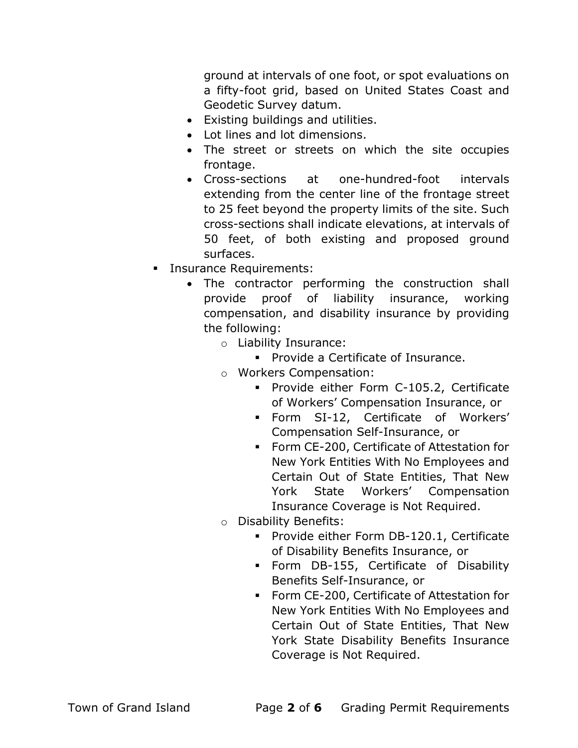ground at intervals of one foot, or spot evaluations on a fifty-foot grid, based on United States Coast and Geodetic Survey datum.

- Existing buildings and utilities.
- Lot lines and lot dimensions.
- The street or streets on which the site occupies frontage.
- Cross-sections at one-hundred-foot intervals extending from the center line of the frontage street to 25 feet beyond the property limits of the site. Such cross-sections shall indicate elevations, at intervals of 50 feet, of both existing and proposed ground surfaces.

- Insurance Requirements:
  - The contractor performing the construction shall provide proof of liability insurance, working compensation, and disability insurance by providing the following:
    - Liability Insurance:
      - Provide a Certificate of Insurance.
    - Workers Compensation:
      - Provide either Form C-105.2, Certificate of Workers' Compensation Insurance, or
      - Form SI-12, Certificate of Workers' Compensation Self-Insurance, or
      - Form CE-200, Certificate of Attestation for New York Entities With No Employees and Certain Out of State Entities, That New York State Workers' Compensation Insurance Coverage is Not Required.
    - Disability Benefits:
      - Provide either Form DB-120.1, Certificate of Disability Benefits Insurance, or
      - Form DB-155, Certificate of Disability Benefits Self-Insurance, or
      - Form CE-200, Certificate of Attestation for New York Entities With No Employees and Certain Out of State Entities, That New York State Disability Benefits Insurance Coverage is Not Required.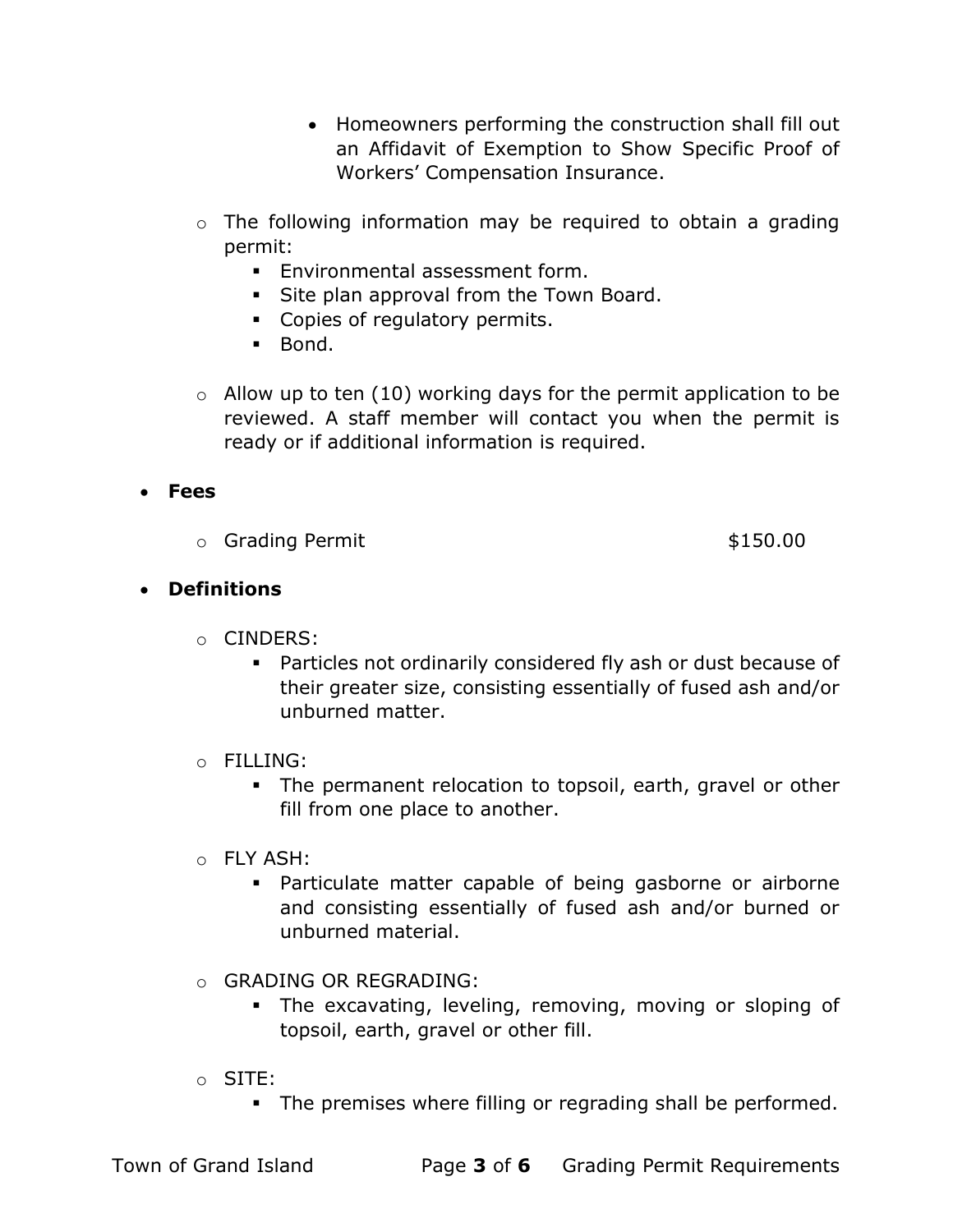- Homeowners performing the construction shall fill out an Affidavit of Exemption to Show Specific Proof of Workers' Compensation Insurance.

  - The following information may be required to obtain a grading permit:
    - Environmental assessment form.
    - Site plan approval from the Town Board.
    - Copies of regulatory permits.
    - Bond.

  - Allow up to ten (10) working days for the permit application to be reviewed. A staff member will contact you when the permit is ready or if additional information is required.

- **Fees**

  - Grading Permit $150.00

- **Definitions**

  - CINDERS:
    - Particles not ordinarily considered fly ash or dust because of their greater size, consisting essentially of fused ash and/or unburned matter.

  - FILLING:
    - The permanent relocation to topsoil, earth, gravel or other fill from one place to another.

  - FLY ASH:
    - Particulate matter capable of being gasborne or airborne and consisting essentially of fused ash and/or burned or unburned material.

  - GRADING OR REGRADING:
    - The excavating, leveling, removing, moving or sloping of topsoil, earth, gravel or other fill.

  - SITE:
    - The premises where filling or regrading shall be performed.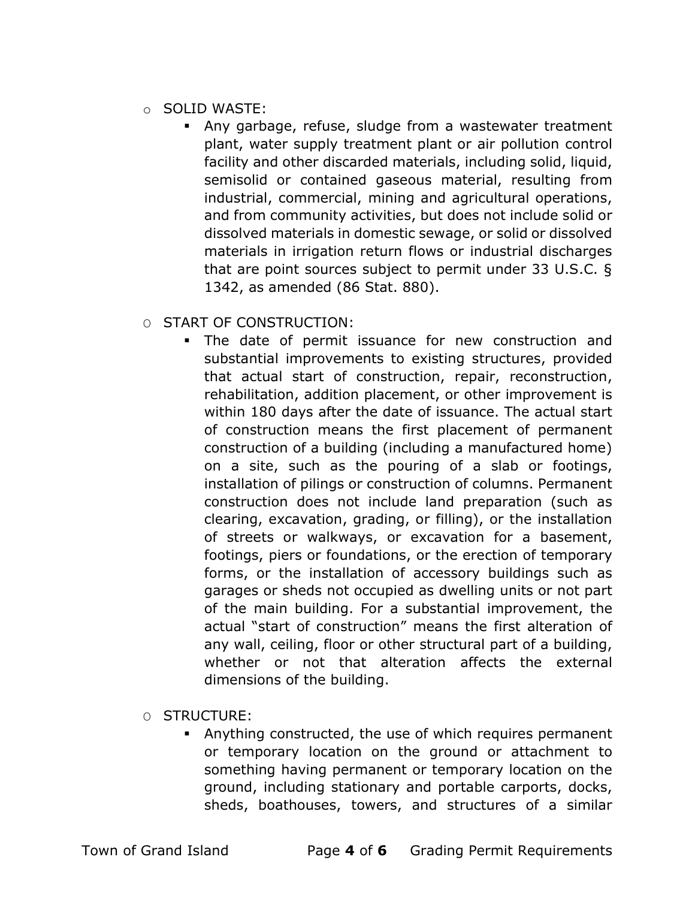- SOLID WASTE:
  - Any garbage, refuse, sludge from a wastewater treatment plant, water supply treatment plant or air pollution control facility and other discarded materials, including solid, liquid, semisolid or contained gaseous material, resulting from industrial, commercial, mining and agricultural operations, and from community activities, but does not include solid or dissolved materials in domestic sewage, or solid or dissolved materials in irrigation return flows or industrial discharges that are point sources subject to permit under 33 U.S.C. § 1342, as amended (86 Stat. 880).

- START OF CONSTRUCTION:
  - The date of permit issuance for new construction and substantial improvements to existing structures, provided that actual start of construction, repair, reconstruction, rehabilitation, addition placement, or other improvement is within 180 days after the date of issuance. The actual start of construction means the first placement of permanent construction of a building (including a manufactured home) on a site, such as the pouring of a slab or footings, installation of pilings or construction of columns. Permanent construction does not include land preparation (such as clearing, excavation, grading, or filling), or the installation of streets or walkways, or excavation for a basement, footings, piers or foundations, or the erection of temporary forms, or the installation of accessory buildings such as garages or sheds not occupied as dwelling units or not part of the main building. For a substantial improvement, the actual "start of construction" means the first alteration of any wall, ceiling, floor or other structural part of a building, whether or not that alteration affects the external dimensions of the building.

- STRUCTURE:
  - Anything constructed, the use of which requires permanent or temporary location on the ground or attachment to something having permanent or temporary location on the ground, including stationary and portable carports, docks, sheds, boathouses, towers, and structures of a similar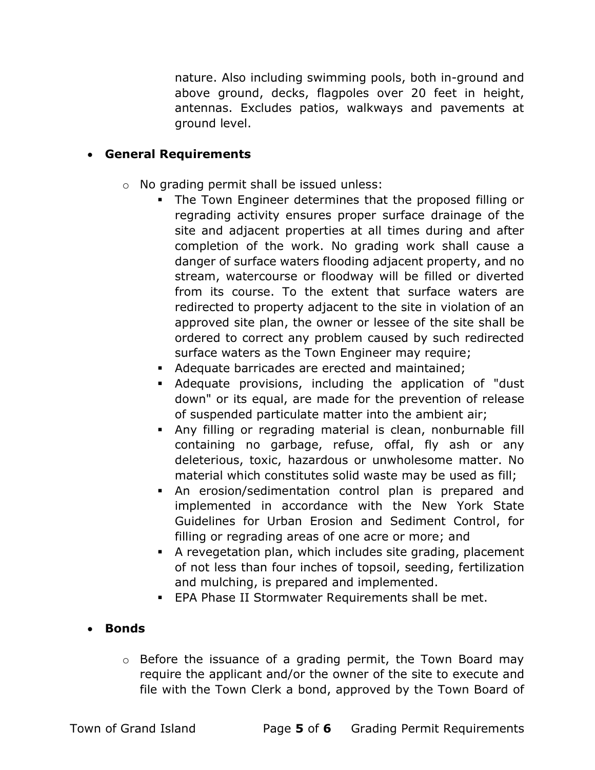nature. Also including swimming pools, both in-ground and above ground, decks, flagpoles over 20 feet in height, antennas. Excludes patios, walkways and pavements at ground level.

- **General Requirements**

  - No grading permit shall be issued unless:
    - The Town Engineer determines that the proposed filling or regrading activity ensures proper surface drainage of the site and adjacent properties at all times during and after completion of the work. No grading work shall cause a danger of surface waters flooding adjacent property, and no stream, watercourse or floodway will be filled or diverted from its course. To the extent that surface waters are redirected to property adjacent to the site in violation of an approved site plan, the owner or lessee of the site shall be ordered to correct any problem caused by such redirected surface waters as the Town Engineer may require;
    - Adequate barricades are erected and maintained;
    - Adequate provisions, including the application of "dust down" or its equal, are made for the prevention of release of suspended particulate matter into the ambient air;
    - Any filling or regrading material is clean, nonburnable fill containing no garbage, refuse, offal, fly ash or any deleterious, toxic, hazardous or unwholesome matter. No material which constitutes solid waste may be used as fill;
    - An erosion/sedimentation control plan is prepared and implemented in accordance with the New York State Guidelines for Urban Erosion and Sediment Control, for filling or regrading areas of one acre or more; and
    - A revegetation plan, which includes site grading, placement of not less than four inches of topsoil, seeding, fertilization and mulching, is prepared and implemented.
    - EPA Phase II Stormwater Requirements shall be met.

- **Bonds**

  - Before the issuance of a grading permit, the Town Board may require the applicant and/or the owner of the site to execute and file with the Town Clerk a bond, approved by the Town Board of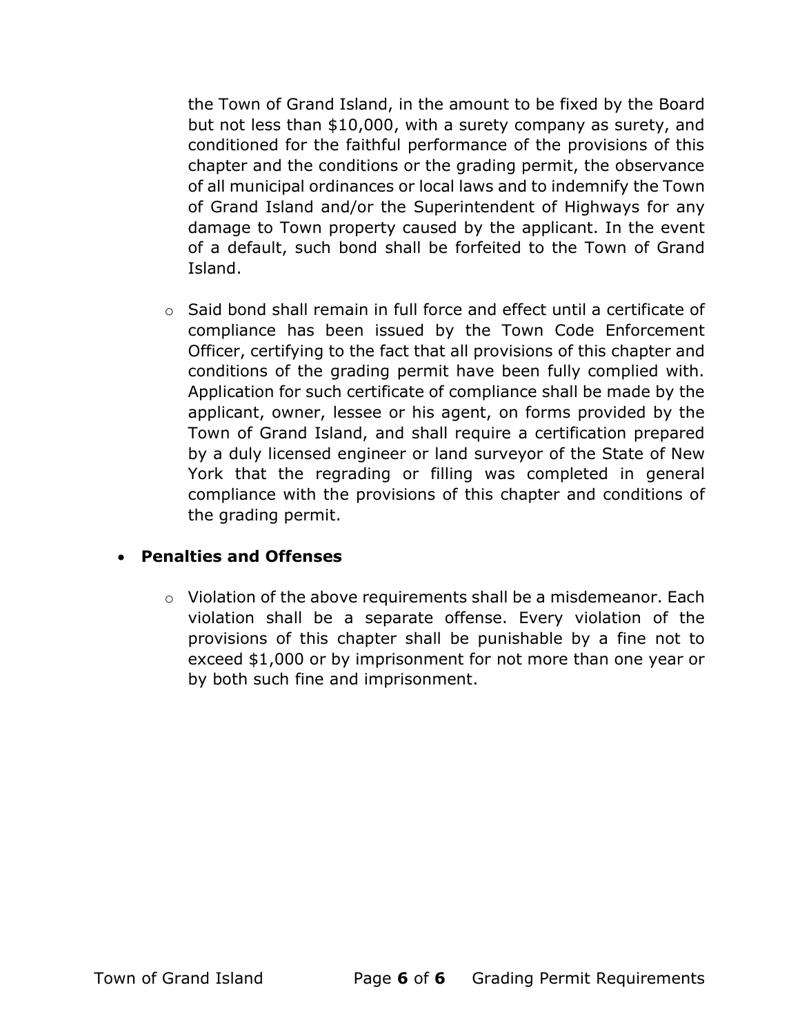the Town of Grand Island, in the amount to be fixed by the Board but not less than $10,000, with a surety company as surety, and conditioned for the faithful performance of the provisions of this chapter and the conditions or the grading permit, the observance of all municipal ordinances or local laws and to indemnify the Town of Grand Island and/or the Superintendent of Highways for any damage to Town property caused by the applicant. In the event of a default, such bond shall be forfeited to the Town of Grand Island.

  - Said bond shall remain in full force and effect until a certificate of compliance has been issued by the Town Code Enforcement Officer, certifying to the fact that all provisions of this chapter and conditions of the grading permit have been fully complied with. Application for such certificate of compliance shall be made by the applicant, owner, lessee or his agent, on forms provided by the Town of Grand Island, and shall require a certification prepared by a duly licensed engineer or land surveyor of the State of New York that the regrading or filling was completed in general compliance with the provisions of this chapter and conditions of the grading permit.

- **Penalties and Offenses**

  - Violation of the above requirements shall be a misdemeanor. Each violation shall be a separate offense. Every violation of the provisions of this chapter shall be punishable by a fine not to exceed $1,000 or by imprisonment for not more than one year or by both such fine and imprisonment.